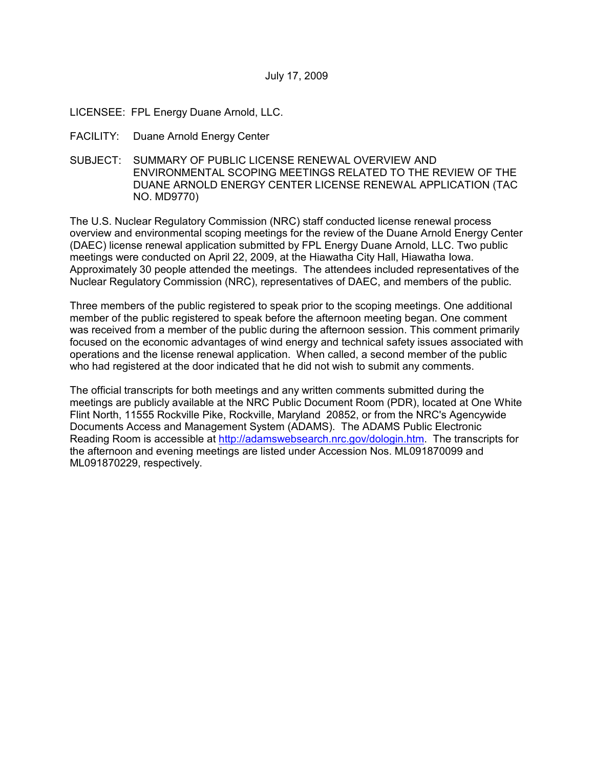July 17, 2009

LICENSEE: FPL Energy Duane Arnold, LLC.

FACILITY: Duane Arnold Energy Center

SUBJECT: SUMMARY OF PUBLIC LICENSE RENEWAL OVERVIEW AND ENVIRONMENTAL SCOPING MEETINGS RELATED TO THE REVIEW OF THE DUANE ARNOLD ENERGY CENTER LICENSE RENEWAL APPLICATION (TAC NO. MD9770)

The U.S. Nuclear Regulatory Commission (NRC) staff conducted license renewal process overview and environmental scoping meetings for the review of the Duane Arnold Energy Center (DAEC) license renewal application submitted by FPL Energy Duane Arnold, LLC. Two public meetings were conducted on April 22, 2009, at the Hiawatha City Hall, Hiawatha Iowa. Approximately 30 people attended the meetings. The attendees included representatives of the Nuclear Regulatory Commission (NRC), representatives of DAEC, and members of the public.

Three members of the public registered to speak prior to the scoping meetings. One additional member of the public registered to speak before the afternoon meeting began. One comment was received from a member of the public during the afternoon session. This comment primarily focused on the economic advantages of wind energy and technical safety issues associated with operations and the license renewal application. When called, a second member of the public who had registered at the door indicated that he did not wish to submit any comments.

The official transcripts for both meetings and any written comments submitted during the meetings are publicly available at the NRC Public Document Room (PDR), located at One White Flint North, 11555 Rockville Pike, Rockville, Maryland 20852, or from the NRC's Agencywide Documents Access and Management System (ADAMS). The ADAMS Public Electronic Reading Room is accessible at http://adamswebsearch.nrc.gov/dologin.htm. The transcripts for the afternoon and evening meetings are listed under Accession Nos. ML091870099 and ML091870229, respectively.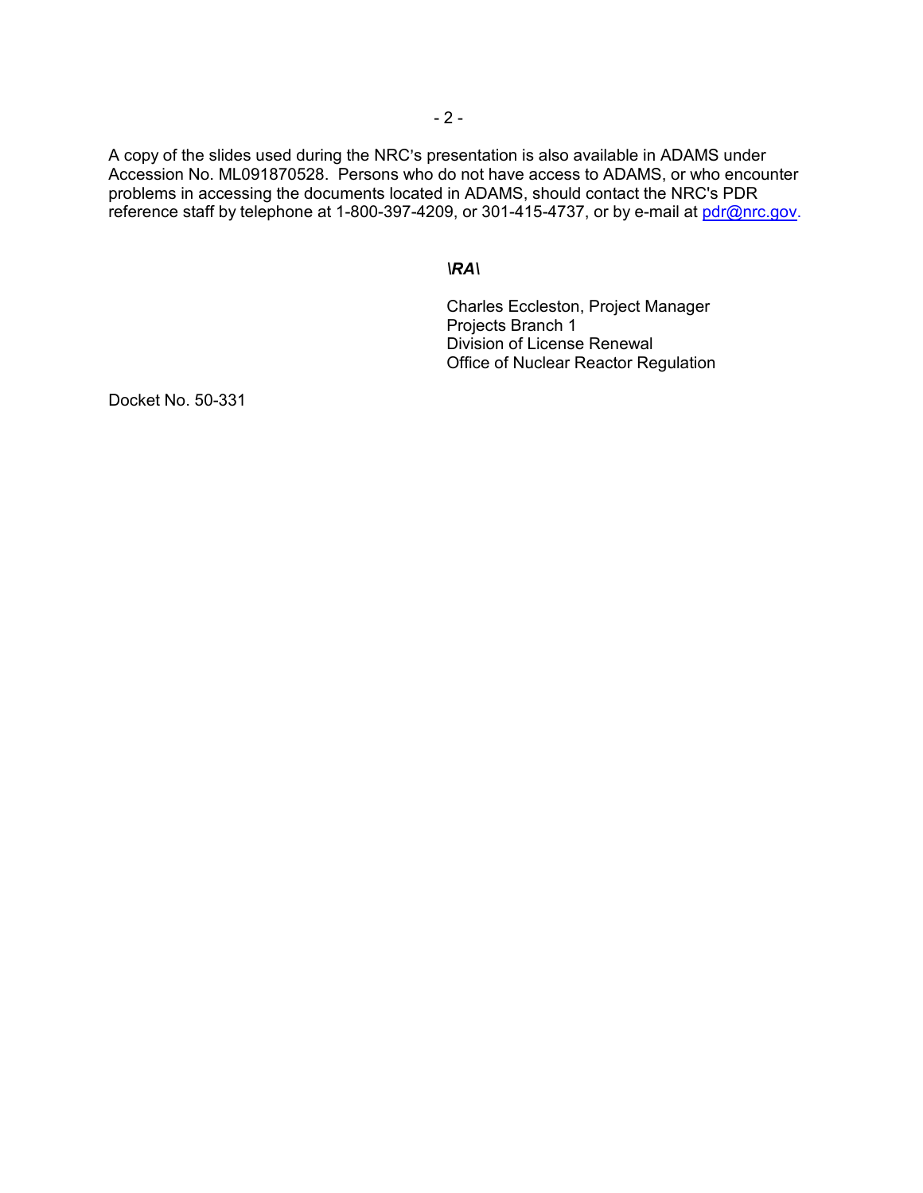A copy of the slides used during the NRC's presentation is also available in ADAMS under Accession No. ML091870528. Persons who do not have access to ADAMS, or who encounter problems in accessing the documents located in ADAMS, should contact the NRC's PDR reference staff by telephone at 1-800-397-4209, or 301-415-4737, or by e-mail at pdr@nrc.gov.

***\RA\***

Charles Eccleston, Project Manager
Projects Branch 1
Division of License Renewal
Office of Nuclear Reactor Regulation

Docket No. 50-331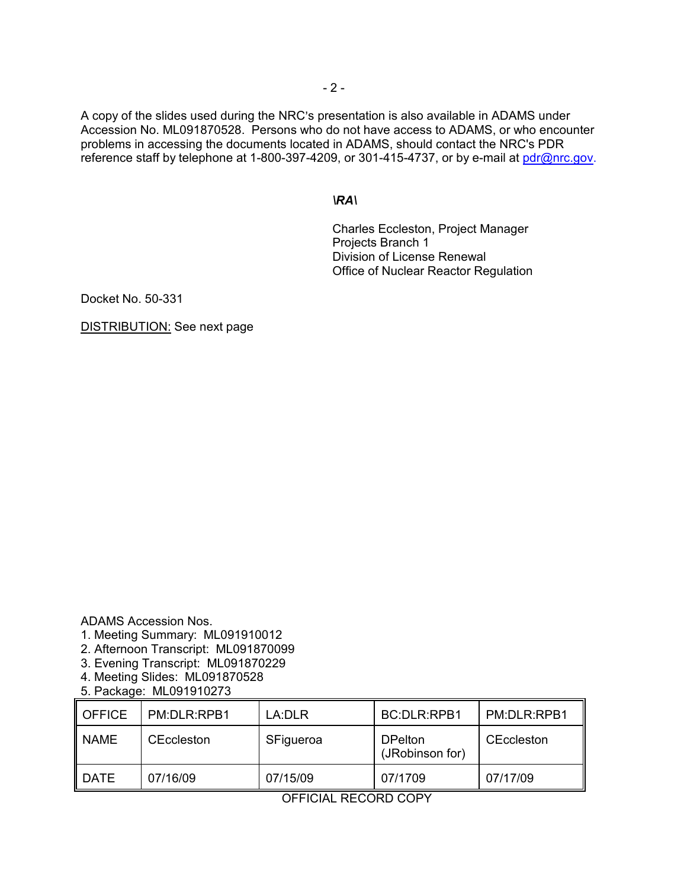A copy of the slides used during the NRC's presentation is also available in ADAMS under Accession No. ML091870528. Persons who do not have access to ADAMS, or who encounter problems in accessing the documents located in ADAMS, should contact the NRC's PDR reference staff by telephone at 1-800-397-4209, or 301-415-4737, or by e-mail at pdr@nrc.gov.

***\RA\***

Charles Eccleston, Project Manager
Projects Branch 1
Division of License Renewal
Office of Nuclear Reactor Regulation

Docket No. 50-331

DISTRIBUTION: See next page

ADAMS Accession Nos.
1. Meeting Summary: ML091910012
2. Afternoon Transcript: ML091870099
3. Evening Transcript: ML091870229
4. Meeting Slides: ML091870528
5. Package: ML091910273

| OFFICE | PM:DLR:RPB1 | LA:DLR | BC:DLR:RPB1 | PM:DLR:RPB1 |
|---|---|---|---|---|
| NAME | CEccleston | SFigueroa | DPelton (JRobinson for) | CEccleston |
| DATE | 07/16/09 | 07/15/09 | 07/1709 | 07/17/09 |

OFFICIAL RECORD COPY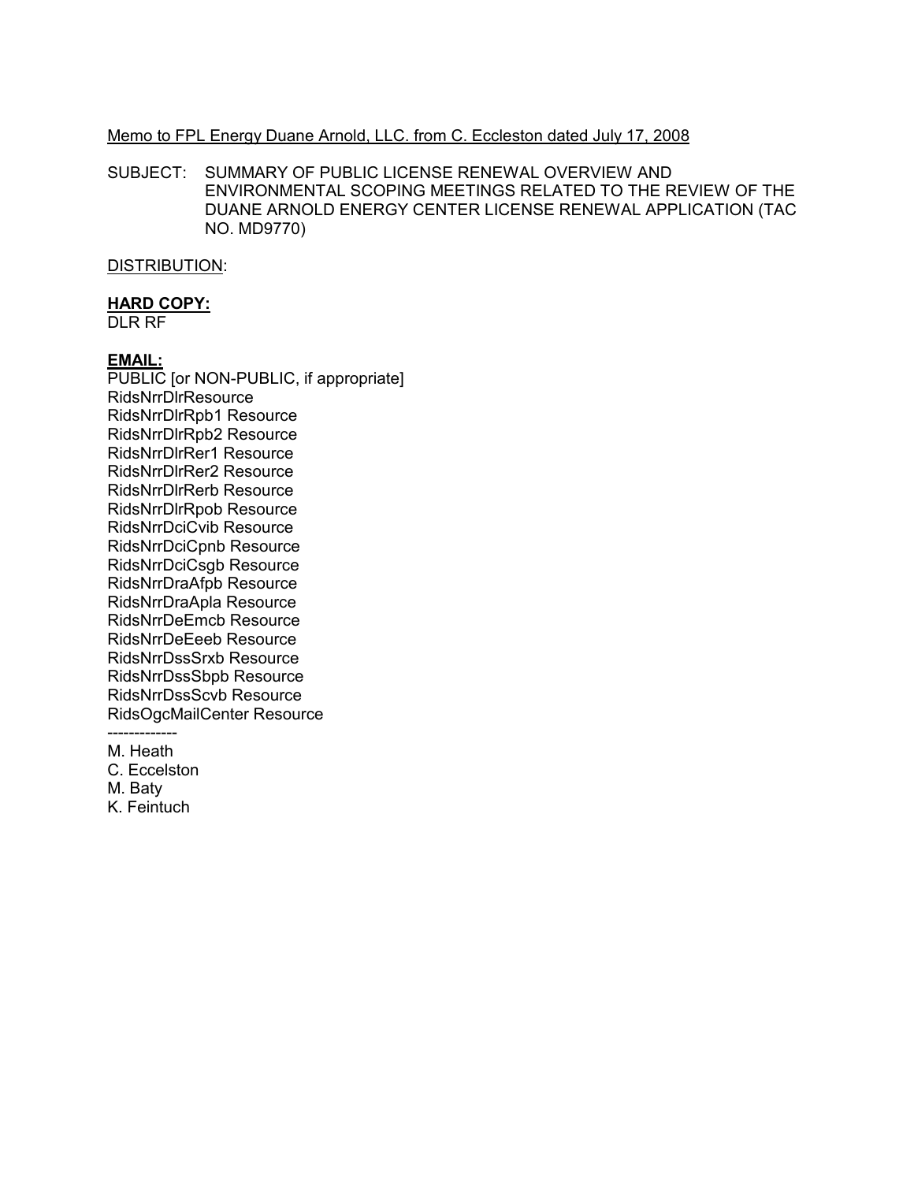Memo to FPL Energy Duane Arnold, LLC. from C. Eccleston dated July 17, 2008

SUBJECT: SUMMARY OF PUBLIC LICENSE RENEWAL OVERVIEW AND ENVIRONMENTAL SCOPING MEETINGS RELATED TO THE REVIEW OF THE DUANE ARNOLD ENERGY CENTER LICENSE RENEWAL APPLICATION (TAC NO. MD9770)

DISTRIBUTION:

**HARD COPY:**
DLR RF

**EMAIL:**
PUBLIC [or NON-PUBLIC, if appropriate]
RidsNrrDlrResource
RidsNrrDlrRpb1 Resource
RidsNrrDlrRpb2 Resource
RidsNrrDlrRer1 Resource
RidsNrrDlrRer2 Resource
RidsNrrDlrRerb Resource
RidsNrrDlrRpob Resource
RidsNrrDciCvib Resource
RidsNrrDciCpnb Resource
RidsNrrDciCsgb Resource
RidsNrrDraAfpb Resource
RidsNrrDraApla Resource
RidsNrrDeEmcb Resource
RidsNrrDeEeeb Resource
RidsNrrDssSrxb Resource
RidsNrrDssSbpb Resource
RidsNrrDssScvb Resource
RidsOgcMailCenter Resource

-------------

M. Heath
C. Eccelston
M. Baty
K. Feintuch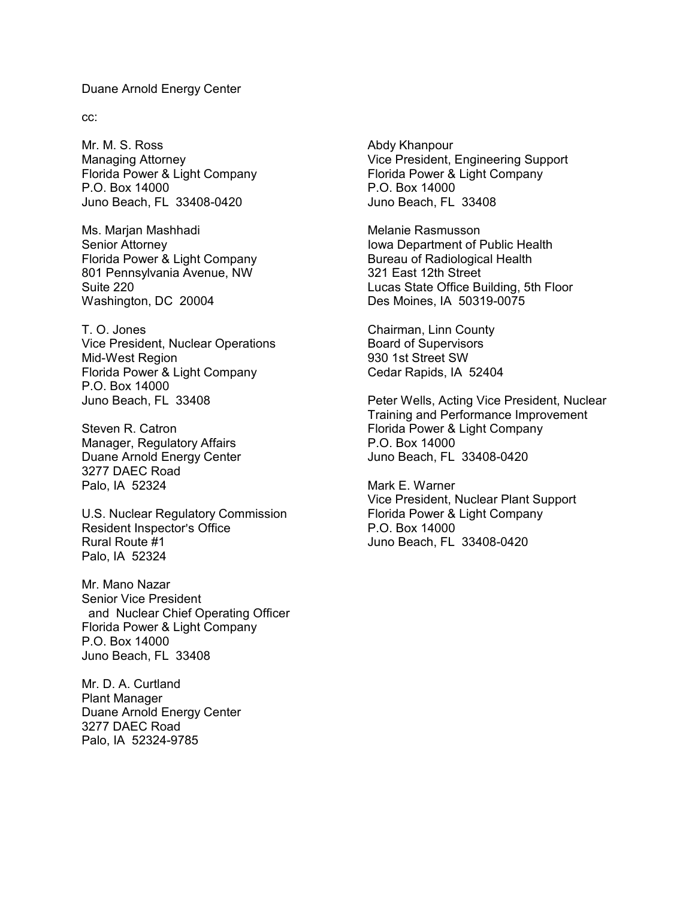Duane Arnold Energy Center

cc:

Mr. M. S. Ross
Managing Attorney
Florida Power & Light Company
P.O. Box 14000
Juno Beach, FL  33408-0420

Ms. Marjan Mashhadi
Senior Attorney
Florida Power & Light Company
801 Pennsylvania Avenue, NW
Suite 220
Washington, DC  20004

T. O. Jones
Vice President, Nuclear Operations
Mid-West Region
Florida Power & Light Company
P.O. Box 14000
Juno Beach, FL  33408

Steven R. Catron
Manager, Regulatory Affairs
Duane Arnold Energy Center
3277 DAEC Road
Palo, IA  52324

U.S. Nuclear Regulatory Commission
Resident Inspector's Office
Rural Route #1
Palo, IA  52324

Mr. Mano Nazar
Senior Vice President
and  Nuclear Chief Operating Officer
Florida Power & Light Company
P.O. Box 14000
Juno Beach, FL  33408

Mr. D. A. Curtland
Plant Manager
Duane Arnold Energy Center
3277 DAEC Road
Palo, IA  52324-9785

Abdy Khanpour
Vice President, Engineering Support
Florida Power & Light Company
P.O. Box 14000
Juno Beach, FL  33408

Melanie Rasmusson
Iowa Department of Public Health
Bureau of Radiological Health
321 East 12th Street
Lucas State Office Building, 5th Floor
Des Moines, IA  50319-0075

Chairman, Linn County
Board of Supervisors
930 1st Street SW
Cedar Rapids, IA  52404

Peter Wells, Acting Vice President, Nuclear
Training and Performance Improvement
Florida Power & Light Company
P.O. Box 14000
Juno Beach, FL  33408-0420

Mark E. Warner
Vice President, Nuclear Plant Support
Florida Power & Light Company
P.O. Box 14000
Juno Beach, FL  33408-0420